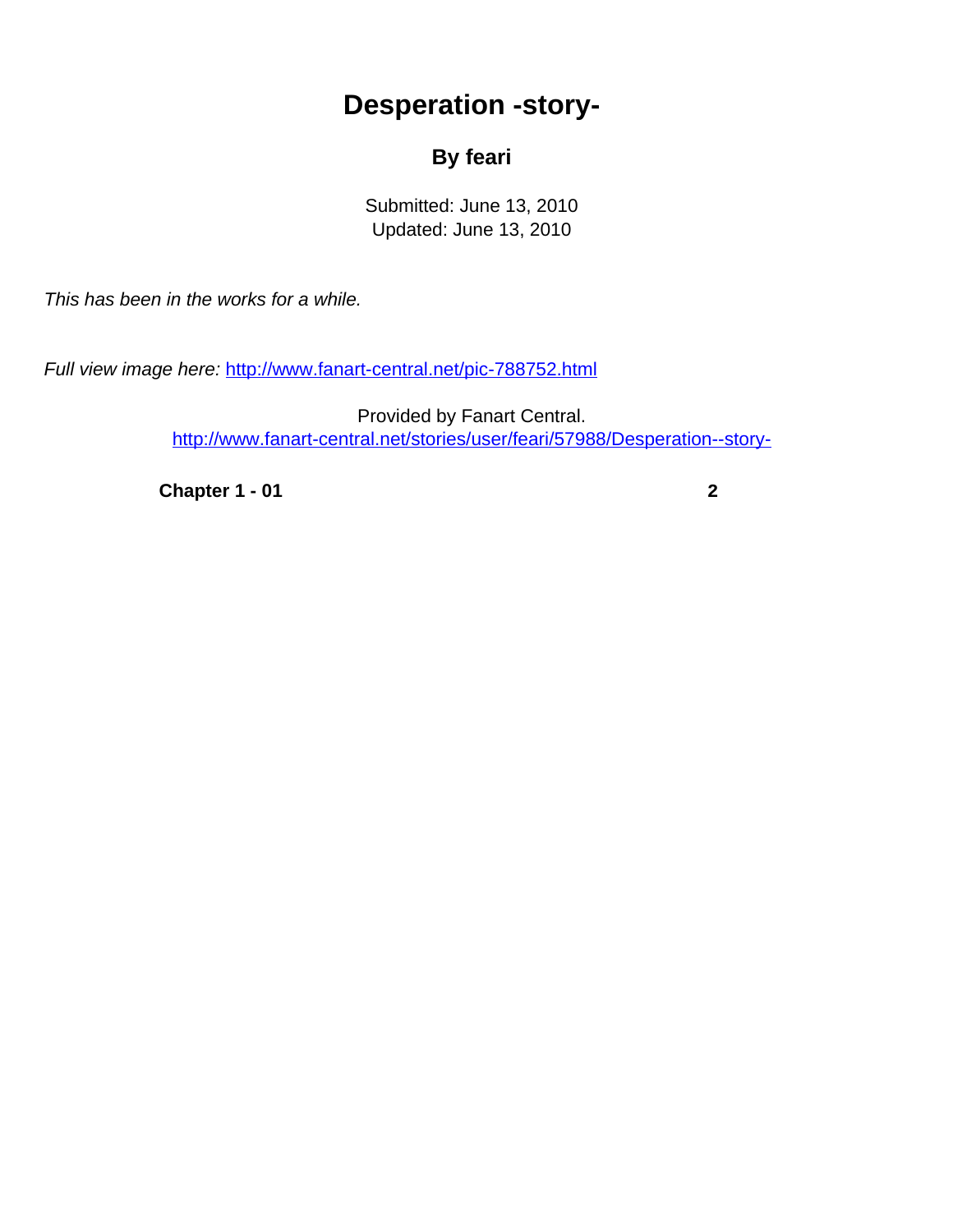# Desperation -story-

## By feari

Submitted: June 13, 2010
Updated: June 13, 2010

*This has been in the works for a while.*

*Full view image here:* http://www.fanart-central.net/pic-788752.html

Provided by Fanart Central.
http://www.fanart-central.net/stories/user/feari/57988/Desperation--story-

| | |
|---|---|
| **Chapter 1 - 01** | **2** |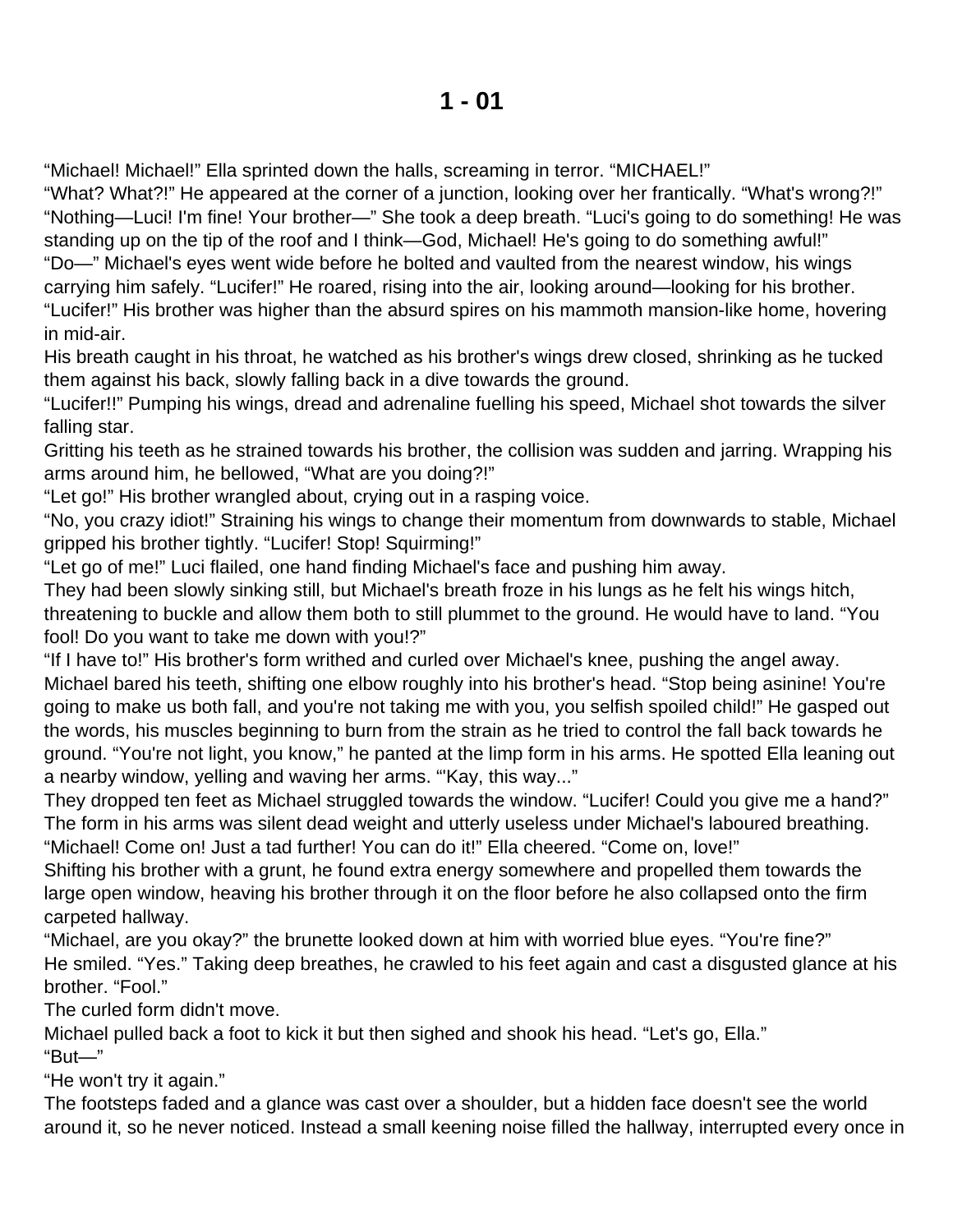# 1 - 01

"Michael! Michael!" Ella sprinted down the halls, screaming in terror. "MICHAEL!"

"What? What?!" He appeared at the corner of a junction, looking over her frantically. "What's wrong?!"

"Nothing—Luci! I'm fine! Your brother—" She took a deep breath. "Luci's going to do something! He was standing up on the tip of the roof and I think—God, Michael! He's going to do something awful!"

"Do—" Michael's eyes went wide before he bolted and vaulted from the nearest window, his wings carrying him safely. "Lucifer!" He roared, rising into the air, looking around—looking for his brother. "Lucifer!" His brother was higher than the absurd spires on his mammoth mansion-like home, hovering in mid-air.

His breath caught in his throat, he watched as his brother's wings drew closed, shrinking as he tucked them against his back, slowly falling back in a dive towards the ground.

"Lucifer!!" Pumping his wings, dread and adrenaline fuelling his speed, Michael shot towards the silver falling star.

Gritting his teeth as he strained towards his brother, the collision was sudden and jarring. Wrapping his arms around him, he bellowed, "What are you doing?!"

"Let go!" His brother wrangled about, crying out in a rasping voice.

"No, you crazy idiot!" Straining his wings to change their momentum from downwards to stable, Michael gripped his brother tightly. "Lucifer! Stop! Squirming!"

"Let go of me!" Luci flailed, one hand finding Michael's face and pushing him away.

They had been slowly sinking still, but Michael's breath froze in his lungs as he felt his wings hitch, threatening to buckle and allow them both to still plummet to the ground. He would have to land. "You fool! Do you want to take me down with you!?"

"If I have to!" His brother's form writhed and curled over Michael's knee, pushing the angel away.

Michael bared his teeth, shifting one elbow roughly into his brother's head. "Stop being asinine! You're going to make us both fall, and you're not taking me with you, you selfish spoiled child!" He gasped out the words, his muscles beginning to burn from the strain as he tried to control the fall back towards he ground. "You're not light, you know," he panted at the limp form in his arms. He spotted Ella leaning out a nearby window, yelling and waving her arms. "'Kay, this way..."

They dropped ten feet as Michael struggled towards the window. "Lucifer! Could you give me a hand?" The form in his arms was silent dead weight and utterly useless under Michael's laboured breathing.

"Michael! Come on! Just a tad further! You can do it!" Ella cheered. "Come on, love!"

Shifting his brother with a grunt, he found extra energy somewhere and propelled them towards the large open window, heaving his brother through it on the floor before he also collapsed onto the firm carpeted hallway.

"Michael, are you okay?" the brunette looked down at him with worried blue eyes. "You're fine?"

He smiled. "Yes." Taking deep breathes, he crawled to his feet again and cast a disgusted glance at his brother. "Fool."

The curled form didn't move.

Michael pulled back a foot to kick it but then sighed and shook his head. "Let's go, Ella."

"But—"

"He won't try it again."

The footsteps faded and a glance was cast over a shoulder, but a hidden face doesn't see the world around it, so he never noticed. Instead a small keening noise filled the hallway, interrupted every once in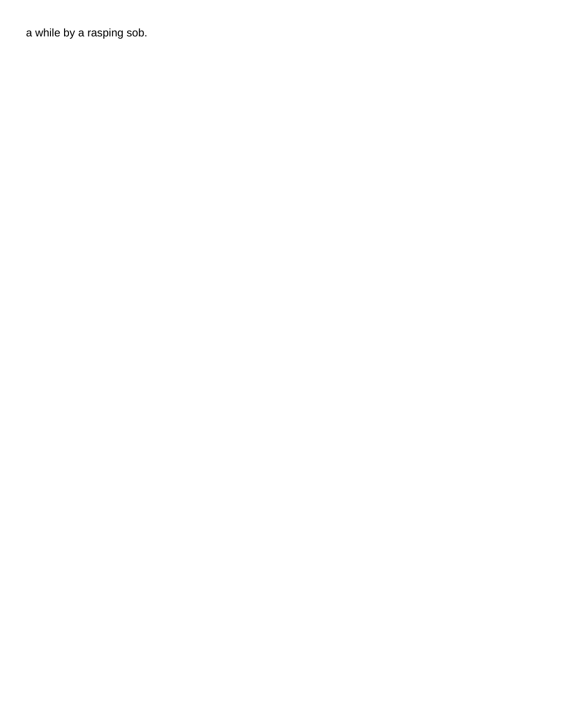a while by a rasping sob.